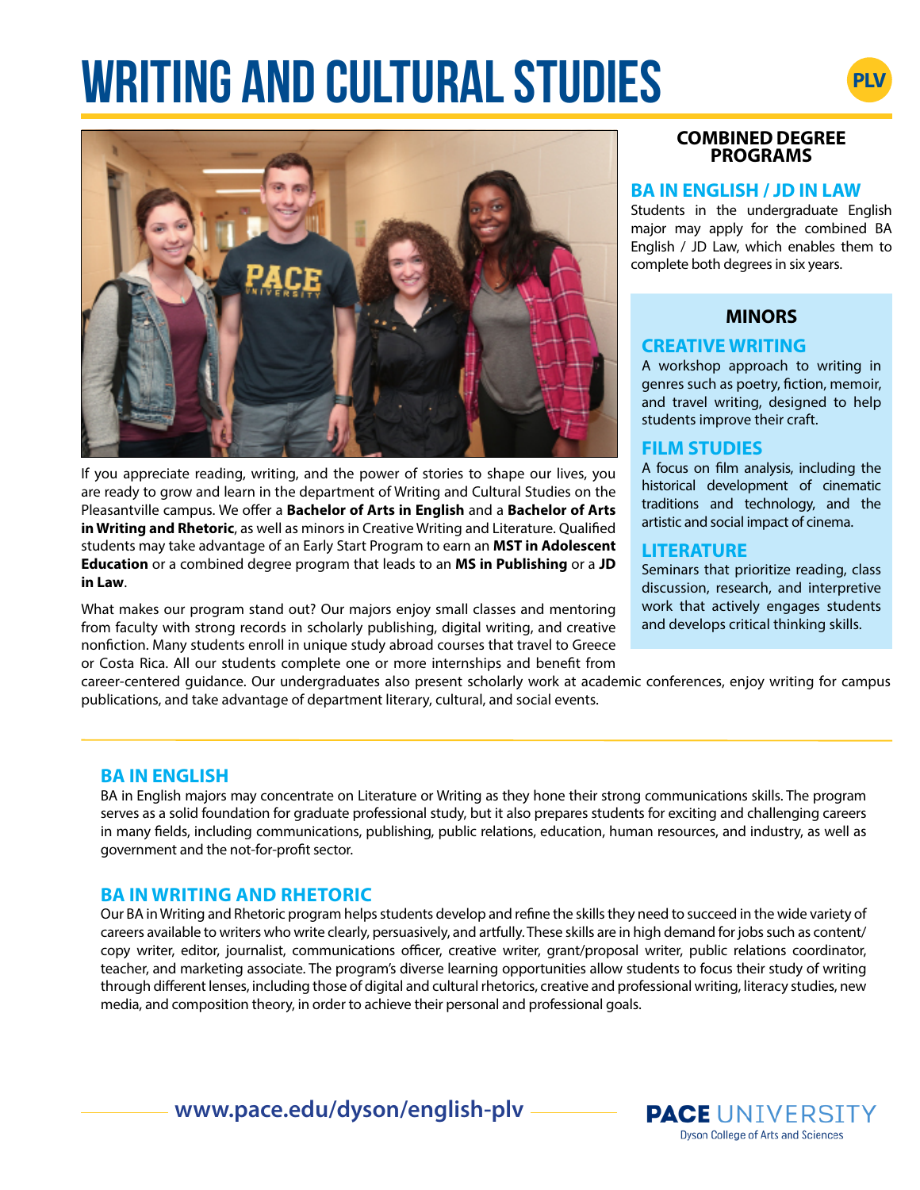# WRITING AND CULTURAL STUDIES

PLV

If you appreciate reading, writing, and the power of stories to shape our lives, you are ready to grow and learn in the department of Writing and Cultural Studies on the Pleasantville campus. We offer a **Bachelor of Arts in English** and a **Bachelor of Arts in Writing and Rhetoric**, as well as minors in Creative Writing and Literature. Qualified students may take advantage of an Early Start Program to earn an **MST in Adolescent Education** or a combined degree program that leads to an **MS in Publishing** or a **JD in Law**.

What makes our program stand out? Our majors enjoy small classes and mentoring from faculty with strong records in scholarly publishing, digital writing, and creative nonfiction. Many students enroll in unique study abroad courses that travel to Greece or Costa Rica. All our students complete one or more internships and benefit from career-centered guidance. Our undergraduates also present scholarly work at academic conferences, enjoy writing for campus publications, and take advantage of department literary, cultural, and social events.

## COMBINED DEGREE PROGRAMS

### BA IN ENGLISH / JD IN LAW

Students in the undergraduate English major may apply for the combined BA English / JD Law, which enables them to complete both degrees in six years.

## MINORS

### CREATIVE WRITING

A workshop approach to writing in genres such as poetry, fiction, memoir, and travel writing, designed to help students improve their craft.

### FILM STUDIES

A focus on film analysis, including the historical development of cinematic traditions and technology, and the artistic and social impact of cinema.

### LITERATURE

Seminars that prioritize reading, class discussion, research, and interpretive work that actively engages students and develops critical thinking skills.

## BA IN ENGLISH

BA in English majors may concentrate on Literature or Writing as they hone their strong communications skills. The program serves as a solid foundation for graduate professional study, but it also prepares students for exciting and challenging careers in many fields, including communications, publishing, public relations, education, human resources, and industry, as well as government and the not-for-profit sector.

## BA IN WRITING AND RHETORIC

Our BA in Writing and Rhetoric program helps students develop and refine the skills they need to succeed in the wide variety of careers available to writers who write clearly, persuasively, and artfully. These skills are in high demand for jobs such as content/copy writer, editor, journalist, communications officer, creative writer, grant/proposal writer, public relations coordinator, teacher, and marketing associate. The program's diverse learning opportunities allow students to focus their study of writing through different lenses, including those of digital and cultural rhetorics, creative and professional writing, literacy studies, new media, and composition theory, in order to achieve their personal and professional goals.

**www.pace.edu/dyson/english-plv**

**PACE** UNIVERSITY
Dyson College of Arts and Sciences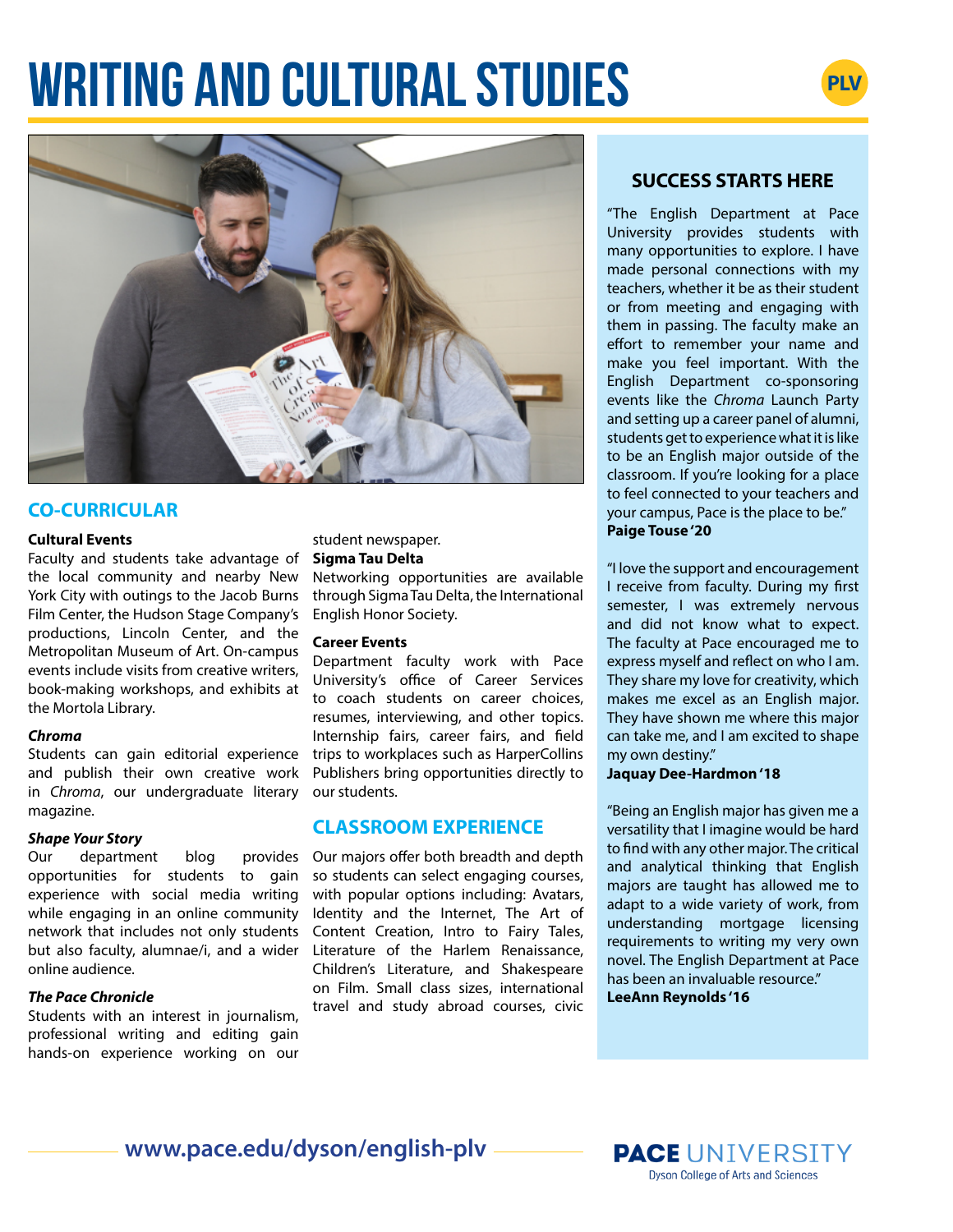# WRITING AND CULTURAL STUDIES

PLV

## CO-CURRICULAR

**Cultural Events**
Faculty and students take advantage of the local community and nearby New York City with outings to the Jacob Burns Film Center, the Hudson Stage Company's productions, Lincoln Center, and the Metropolitan Museum of Art. On-campus events include visits from creative writers, book-making workshops, and exhibits at the Mortola Library.

***Chroma***
Students can gain editorial experience and publish their own creative work in *Chroma*, our undergraduate literary magazine.

***Shape Your Story***
Our department blog provides opportunities for students to gain experience with social media writing while engaging in an online community network that includes not only students but also faculty, alumnae/i, and a wider online audience.

***The Pace Chronicle***
Students with an interest in journalism, professional writing and editing gain hands-on experience working on our student newspaper.

**Sigma Tau Delta**
Networking opportunities are available through Sigma Tau Delta, the International English Honor Society.

**Career Events**
Department faculty work with Pace University's office of Career Services to coach students on career choices, resumes, interviewing, and other topics. Internship fairs, career fairs, and field trips to workplaces such as HarperCollins Publishers bring opportunities directly to our students.

## CLASSROOM EXPERIENCE

Our majors offer both breadth and depth so students can select engaging courses, with popular options including: Avatars, Identity and the Internet, The Art of Content Creation, Intro to Fairy Tales, Literature of the Harlem Renaissance, Children's Literature, and Shakespeare on Film. Small class sizes, international travel and study abroad courses, civic

## SUCCESS STARTS HERE

"The English Department at Pace University provides students with many opportunities to explore. I have made personal connections with my teachers, whether it be as their student or from meeting and engaging with them in passing. The faculty make an effort to remember your name and make you feel important. With the English Department co-sponsoring events like the *Chroma* Launch Party and setting up a career panel of alumni, students get to experience what it is like to be an English major outside of the classroom. If you're looking for a place to feel connected to your teachers and your campus, Pace is the place to be."
**Paige Touse '20**

"I love the support and encouragement I receive from faculty. During my first semester, I was extremely nervous and did not know what to expect. The faculty at Pace encouraged me to express myself and reflect on who I am. They share my love for creativity, which makes me excel as an English major. They have shown me where this major can take me, and I am excited to shape my own destiny."
**Jaquay Dee-Hardmon '18**

"Being an English major has given me a versatility that I imagine would be hard to find with any other major. The critical and analytical thinking that English majors are taught has allowed me to adapt to a wide variety of work, from understanding mortgage licensing requirements to writing my very own novel. The English Department at Pace has been an invaluable resource."
**LeeAnn Reynolds '16**

www.pace.edu/dyson/english-plv

PACE UNIVERSITY
Dyson College of Arts and Sciences